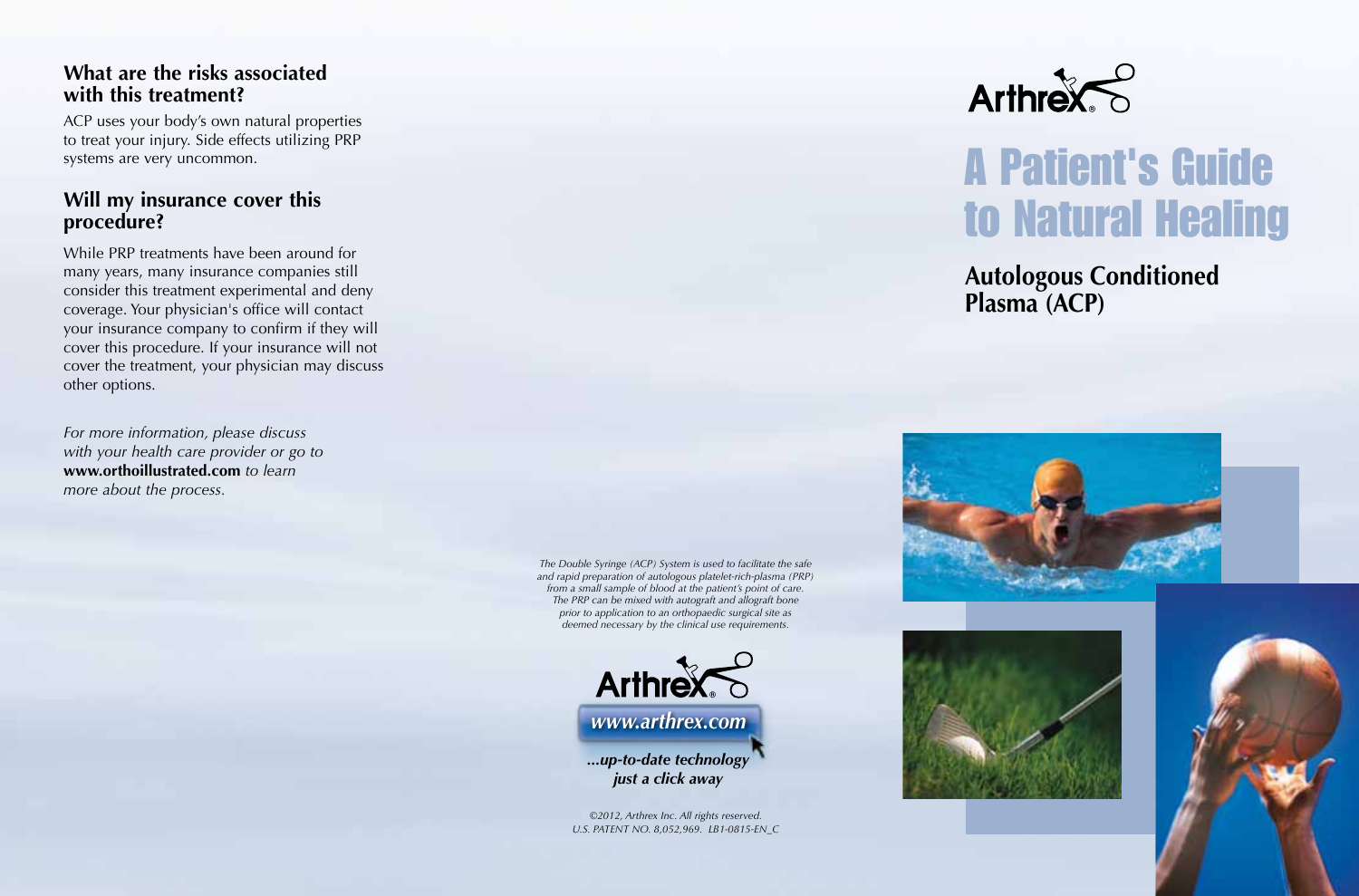### What are the risks associated with this treatment?

ACP uses your body's own natural properties to treat your injury. Side effects utilizing PRP systems are very uncommon.

### Will my insurance cover this procedure?

While PRP treatments have been around for many years, many insurance companies still consider this treatment experimental and deny coverage. Your physician's office will contact your insurance company to confirm if they will cover this procedure. If your insurance will not cover the treatment, your physician may discuss other options.

*For more information, please discuss with your health care provider or go to* **www.orthoillustrated.com** *to learn more about the process.*

*The Double Syringe (ACP) System is used to facilitate the safe and rapid preparation of autologous platelet-rich-plasma (PRP) from a small sample of blood at the patient's point of care. The PRP can be mixed with autograft and allograft bone prior to application to an orthopaedic surgical site as deemed necessary by the clinical use requirements.*

Arthrex®

***www.arthrex.com***

***...up-to-date technology just a click away***

*©2012, Arthrex Inc. All rights reserved. U.S. PATENT NO. 8,052,969. LB1-0815-EN_C*

Arthrex®

# A Patient's Guide to Natural Healing

## Autologous Conditioned Plasma (ACP)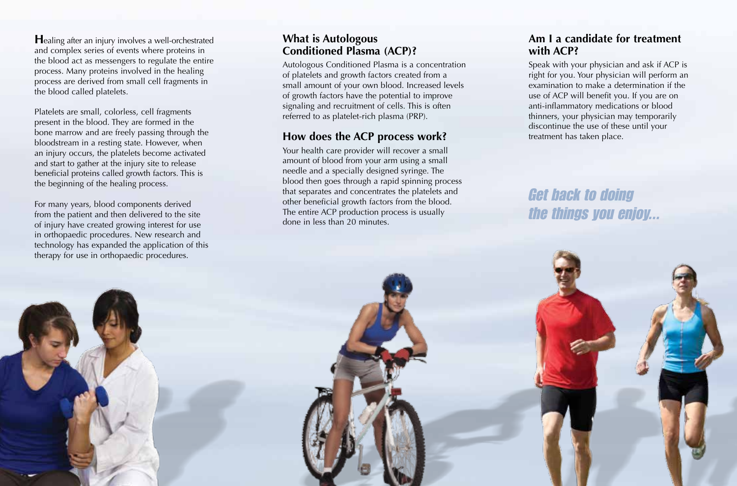Healing after an injury involves a well-orchestrated and complex series of events where proteins in the blood act as messengers to regulate the entire process. Many proteins involved in the healing process are derived from small cell fragments in the blood called platelets.

Platelets are small, colorless, cell fragments present in the blood. They are formed in the bone marrow and are freely passing through the bloodstream in a resting state. However, when an injury occurs, the platelets become activated and start to gather at the injury site to release beneficial proteins called growth factors. This is the beginning of the healing process.

For many years, blood components derived from the patient and then delivered to the site of injury have created growing interest for use in orthopaedic procedures. New research and technology has expanded the application of this therapy for use in orthopaedic procedures.

## What is Autologous Conditioned Plasma (ACP)?

Autologous Conditioned Plasma is a concentration of platelets and growth factors created from a small amount of your own blood. Increased levels of growth factors have the potential to improve signaling and recruitment of cells. This is often referred to as platelet-rich plasma (PRP).

## How does the ACP process work?

Your health care provider will recover a small amount of blood from your arm using a small needle and a specially designed syringe. The blood then goes through a rapid spinning process that separates and concentrates the platelets and other beneficial growth factors from the blood. The entire ACP production process is usually done in less than 20 minutes.

## Am I a candidate for treatment with ACP?

Speak with your physician and ask if ACP is right for you. Your physician will perform an examination to make a determination if the use of ACP will benefit you. If you are on anti-inflammatory medications or blood thinners, your physician may temporarily discontinue the use of these until your treatment has taken place.

*Get back to doing the things you enjoy...*